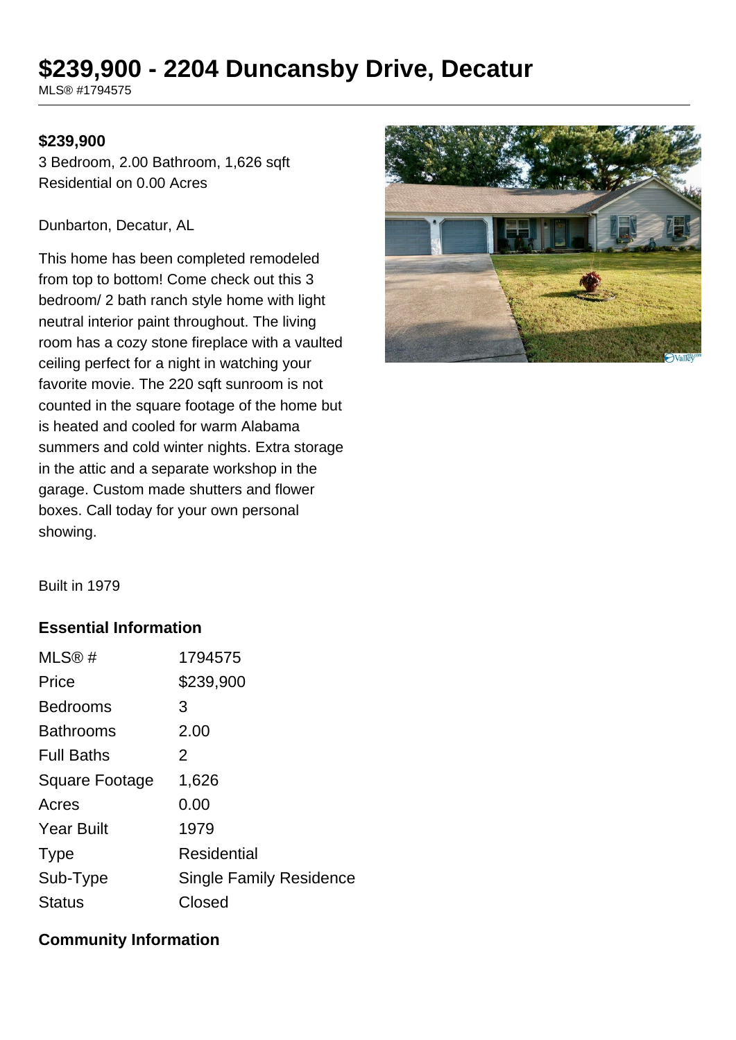# $239,900 - 2204 Duncansby Drive, Decatur

MLS® #1794575

**$239,900**

3 Bedroom, 2.00 Bathroom, 1,626 sqft
Residential on 0.00 Acres

Dunbarton, Decatur, AL

This home has been completed remodeled from top to bottom! Come check out this 3 bedroom/ 2 bath ranch style home with light neutral interior paint throughout. The living room has a cozy stone fireplace with a vaulted ceiling perfect for a night in watching your favorite movie. The 220 sqft sunroom is not counted in the square footage of the home but is heated and cooled for warm Alabama summers and cold winter nights. Extra storage in the attic and a separate workshop in the garage. Custom made shutters and flower boxes. Call today for your own personal showing.

Built in 1979

### Essential Information

| | |
|---|---|
| MLS® # | 1794575 |
| Price | $239,900 |
| Bedrooms | 3 |
| Bathrooms | 2.00 |
| Full Baths | 2 |
| Square Footage | 1,626 |
| Acres | 0.00 |
| Year Built | 1979 |
| Type | Residential |
| Sub-Type | Single Family Residence |
| Status | Closed |

### Community Information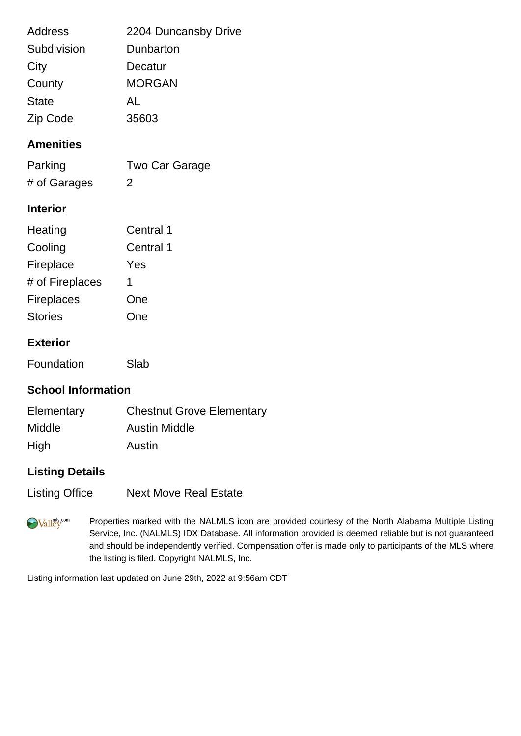| | |
|---|---|
| Address | 2204 Duncansby Drive |
| Subdivision | Dunbarton |
| City | Decatur |
| County | MORGAN |
| State | AL |
| Zip Code | 35603 |

### Amenities

| | |
|---|---|
| Parking | Two Car Garage |
| # of Garages | 2 |

### Interior

| | |
|---|---|
| Heating | Central 1 |
| Cooling | Central 1 |
| Fireplace | Yes |
| # of Fireplaces | 1 |
| Fireplaces | One |
| Stories | One |

### Exterior

| | |
|---|---|
| Foundation | Slab |

### School Information

| | |
|---|---|
| Elementary | Chestnut Grove Elementary |
| Middle | Austin Middle |
| High | Austin |

### Listing Details

| | |
|---|---|
| Listing Office | Next Move Real Estate |

Valleymls.com

Properties marked with the NALMLS icon are provided courtesy of the North Alabama Multiple Listing Service, Inc. (NALMLS) IDX Database. All information provided is deemed reliable but is not guaranteed and should be independently verified. Compensation offer is made only to participants of the MLS where the listing is filed. Copyright NALMLS, Inc.

Listing information last updated on June 29th, 2022 at 9:56am CDT